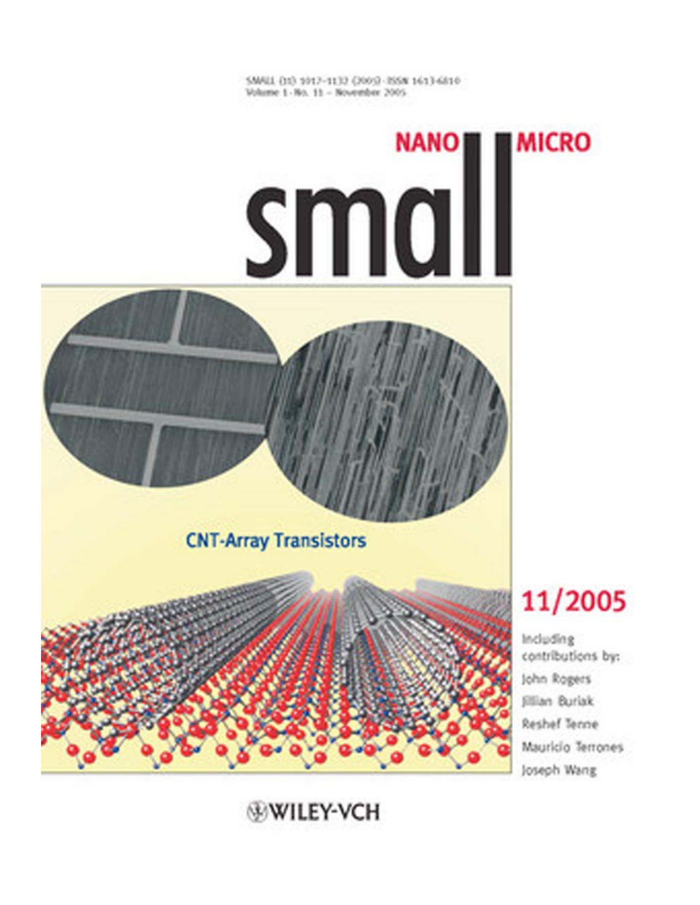SMALL (11) 1017–1132 (2005) · ISSN 1613-6810
Volume 1 · No. 11 – November 2005

NANO MICRO

# small

CNT-Array Transistors

11/2005

Including contributions by:

John Rogers
Jillian Buriak
Reshef Tenne
Mauricio Terrones
Joseph Wang

WILEY-VCH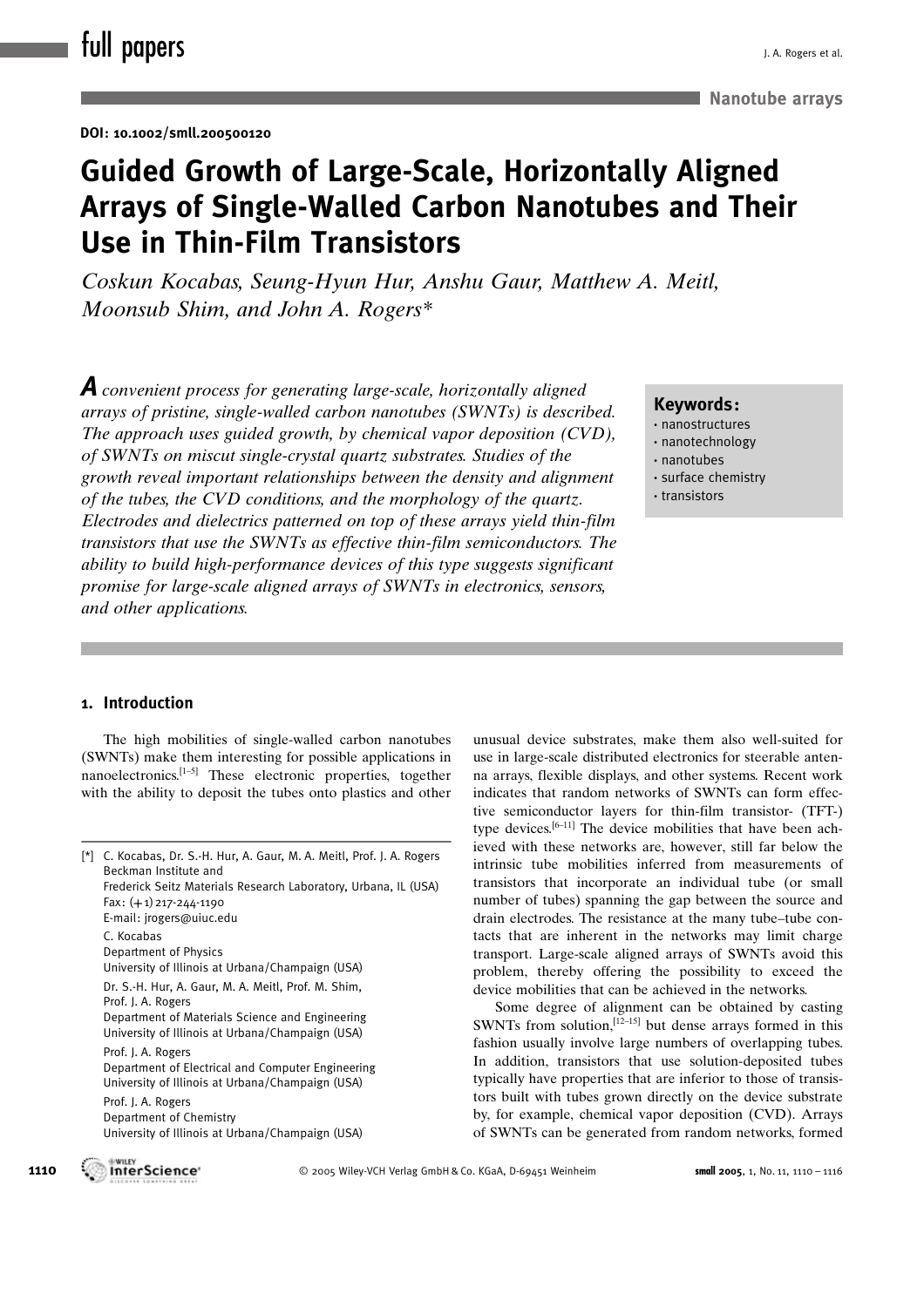DOI: 10.1002/smll.200500120

# Guided Growth of Large-Scale, Horizontally Aligned Arrays of Single-Walled Carbon Nanotubes and Their Use in Thin-Film Transistors

*Coskun Kocabas, Seung-Hyun Hur, Anshu Gaur, Matthew A. Meitl, Moonsub Shim, and John A. Rogers\**

*A convenient process for generating large-scale, horizontally aligned arrays of pristine, single-walled carbon nanotubes (SWNTs) is described. The approach uses guided growth, by chemical vapor deposition (CVD), of SWNTs on miscut single-crystal quartz substrates. Studies of the growth reveal important relationships between the density and alignment of the tubes, the CVD conditions, and the morphology of the quartz. Electrodes and dielectrics patterned on top of these arrays yield thin-film transistors that use the SWNTs as effective thin-film semiconductors. The ability to build high-performance devices of this type suggests significant promise for large-scale aligned arrays of SWNTs in electronics, sensors, and other applications.*

**Keywords:**
- nanostructures
- nanotechnology
- nanotubes
- surface chemistry
- transistors

## 1. Introduction

The high mobilities of single-walled carbon nanotubes (SWNTs) make them interesting for possible applications in nanoelectronics.[1–5] These electronic properties, together with the ability to deposit the tubes onto plastics and other unusual device substrates, make them also well-suited for use in large-scale distributed electronics for steerable antenna arrays, flexible displays, and other systems. Recent work indicates that random networks of SWNTs can form effective semiconductor layers for thin-film transistor- (TFT-) type devices.[6–11] The device mobilities that have been achieved with these networks are, however, still far below the intrinsic tube mobilities inferred from measurements of transistors that incorporate an individual tube (or small number of tubes) spanning the gap between the source and drain electrodes. The resistance at the many tube–tube contacts that are inherent in the networks may limit charge transport. Large-scale aligned arrays of SWNTs avoid this problem, thereby offering the possibility to exceed the device mobilities that can be achieved in the networks.

Some degree of alignment can be obtained by casting SWNTs from solution,[12–15] but dense arrays formed in this fashion usually involve large numbers of overlapping tubes. In addition, transistors that use solution-deposited tubes typically have properties that are inferior to those of transistors built with tubes grown directly on the device substrate by, for example, chemical vapor deposition (CVD). Arrays of SWNTs can be generated from random networks, formed

[\*] C. Kocabas, Dr. S.-H. Hur, A. Gaur, M. A. Meitl, Prof. J. A. Rogers
Beckman Institute and
Frederick Seitz Materials Research Laboratory, Urbana, IL (USA)
Fax: (+1) 217-244-1190
E-mail: jrogers@uiuc.edu
C. Kocabas
Department of Physics
University of Illinois at Urbana/Champaign (USA)
Dr. S.-H. Hur, A. Gaur, M. A. Meitl, Prof. M. Shim,
Prof. J. A. Rogers
Department of Materials Science and Engineering
University of Illinois at Urbana/Champaign (USA)
Prof. J. A. Rogers
Department of Electrical and Computer Engineering
University of Illinois at Urbana/Champaign (USA)
Prof. J. A. Rogers
Department of Chemistry
University of Illinois at Urbana/Champaign (USA)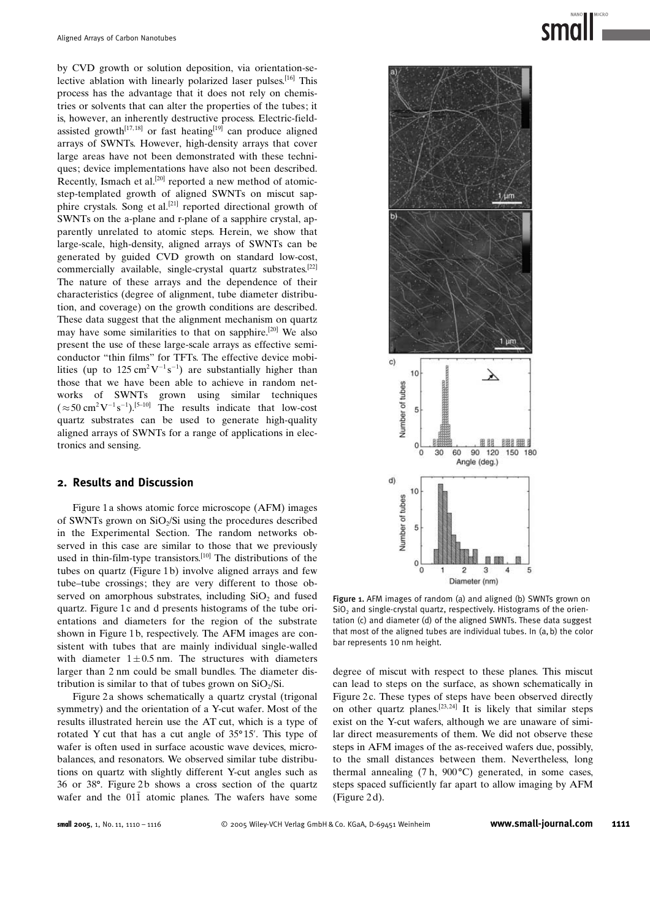by CVD growth or solution deposition, via orientation-selective ablation with linearly polarized laser pulses.[16] This process has the advantage that it does not rely on chemistries or solvents that can alter the properties of the tubes; it is, however, an inherently destructive process. Electric-field-assisted growth[17,18] or fast heating[19] can produce aligned arrays of SWNTs. However, high-density arrays that cover large areas have not been demonstrated with these techniques; device implementations have also not been described. Recently, Ismach et al.[20] reported a new method of atomic-step-templated growth of aligned SWNTs on miscut sapphire crystals. Song et al.[21] reported directional growth of SWNTs on the a-plane and r-plane of a sapphire crystal, apparently unrelated to atomic steps. Herein, we show that large-scale, high-density, aligned arrays of SWNTs can be generated by guided CVD growth on standard low-cost, commercially available, single-crystal quartz substrates.[22] The nature of these arrays and the dependence of their characteristics (degree of alignment, tube diameter distribution, and coverage) on the growth conditions are described. These data suggest that the alignment mechanism on quartz may have some similarities to that on sapphire.[20] We also present the use of these large-scale arrays as effective semiconductor "thin films" for TFTs. The effective device mobilities (up to $125\,cm^2V^{-1}s^{-1}$) are substantially higher than those that we have been able to achieve in random networks of SWNTs grown using similar techniques ($\approx 50\,cm^2V^{-1}s^{-1}$).[5–10] The results indicate that low-cost quartz substrates can be used to generate high-quality aligned arrays of SWNTs for a range of applications in electronics and sensing.

## 2. Results and Discussion

Figure 1a shows atomic force microscope (AFM) images of SWNTs grown on $SiO_2$/Si using the procedures described in the Experimental Section. The random networks observed in this case are similar to those that we previously used in thin-film-type transistors.[10] The distributions of the tubes on quartz (Figure 1b) involve aligned arrays and few tube–tube crossings; they are very different to those observed on amorphous substrates, including $SiO_2$ and fused quartz. Figure 1c and d presents histograms of the tube orientations and diameters for the region of the substrate shown in Figure 1b, respectively. The AFM images are consistent with tubes that are mainly individual single-walled with diameter $1 \pm 0.5$ nm. The structures with diameters larger than 2 nm could be small bundles. The diameter distribution is similar to that of tubes grown on $SiO_2$/Si.

Figure 1. AFM images of random (a) and aligned (b) SWNTs grown on $SiO_2$ and single-crystal quartz, respectively. Histograms of the orientation (c) and diameter (d) of the aligned SWNTs. These data suggest that most of the aligned tubes are individual tubes. In (a,b) the color bar represents 10 nm height.

Figure 2a shows schematically a quartz crystal (trigonal symmetry) and the orientation of a Y-cut wafer. Most of the results illustrated herein use the AT cut, which is a type of rotated Y cut that has a cut angle of 35°15′. This type of wafer is often used in surface acoustic wave devices, microbalances, and resonators. We observed similar tube distributions on quartz with slightly different Y-cut angles such as 36 or 38°. Figure 2b shows a cross section of the quartz wafer and the $01\bar{1}$ atomic planes. The wafers have some degree of miscut with respect to these planes. This miscut can lead to steps on the surface, as shown schematically in Figure 2c. These types of steps have been observed directly on other quartz planes.[23,24] It is likely that similar steps exist on the Y-cut wafers, although we are unaware of similar direct measurements of them. We did not observe these steps in AFM images of the as-received wafers due, possibly, to the small distances between them. Nevertheless, long thermal annealing (7 h, 900 °C) generated, in some cases, steps spaced sufficiently far apart to allow imaging by AFM (Figure 2d).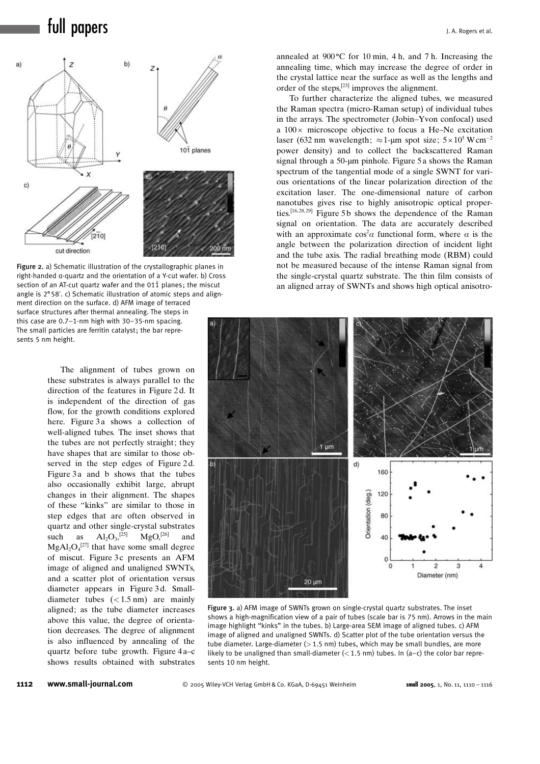Figure 2. a) Schematic illustration of the crystallographic planes in right-handed α-quartz and the orientation of a Y-cut wafer. b) Cross section of an AT-cut quartz wafer and the 01$\bar{1}$ planes; the miscut angle is 2°58′. c) Schematic illustration of atomic steps and alignment direction on the surface. d) AFM image of terraced surface structures after thermal annealing. The steps in this case are 0.7–1-nm high with 30–35-nm spacing. The small particles are ferritin catalyst; the bar represents 5 nm height.

The alignment of tubes grown on these substrates is always parallel to the direction of the features in Figure 2d. It is independent of the direction of gas flow, for the growth conditions explored here. Figure 3a shows a collection of well-aligned tubes. The inset shows that the tubes are not perfectly straight; they have shapes that are similar to those observed in the step edges of Figure 2d. Figure 3a and b shows that the tubes also occasionally exhibit large, abrupt changes in their alignment. The shapes of these "kinks" are similar to those in step edges that are often observed in quartz and other single-crystal substrates such as $Al_2O_3$,[25] MgO,[26] and $MgAl_2O_4$[27] that have some small degree of miscut. Figure 3c presents an AFM image of aligned and unaligned SWNTs, and a scatter plot of orientation versus diameter appears in Figure 3d. Small-diameter tubes (< 1.5 nm) are mainly aligned; as the tube diameter increases above this value, the degree of orientation decreases. The degree of alignment is also influenced by annealing of the quartz before tube growth. Figure 4a–c shows results obtained with substrates annealed at 900 °C for 10 min, 4 h, and 7 h. Increasing the annealing time, which may increase the degree of order in the crystal lattice near the surface as well as the lengths and order of the steps,[23] improves the alignment.

To further characterize the aligned tubes, we measured the Raman spectra (micro-Raman setup) of individual tubes in the arrays. The spectrometer (Jobin–Yvon confocal) used a 100× microscope objective to focus a He–Ne excitation laser (632 nm wavelength; ≈1-μm spot size; $5\times10^5$ W cm$^{-2}$ power density) and to collect the backscattered Raman signal through a 50-μm pinhole. Figure 5a shows the Raman spectrum of the tangential mode of a single SWNT for various orientations of the linear polarization direction of the excitation laser. The one-dimensional nature of carbon nanotubes gives rise to highly anisotropic optical properties.[16,28,29] Figure 5b shows the dependence of the Raman signal on orientation. The data are accurately described with an approximate $\cos^2\alpha$ functional form, where $\alpha$ is the angle between the polarization direction of incident light and the tube axis. The radial breathing mode (RBM) could not be measured because of the intense Raman signal from the single-crystal quartz substrate. The thin film consists of an aligned array of SWNTs and shows high optical anisotro-

Figure 3. a) AFM image of SWNTs grown on single-crystal quartz substrates. The inset shows a high-magnification view of a pair of tubes (scale bar is 75 nm). Arrows in the main image highlight "kinks" in the tubes. b) Large-area SEM image of aligned tubes. c) AFM image of aligned and unaligned SWNTs. d) Scatter plot of the tube orientation versus the tube diameter. Large-diameter (> 1.5 nm) tubes, which may be small bundles, are more likely to be unaligned than small-diameter (< 1.5 nm) tubes. In (a–c) the color bar represents 10 nm height.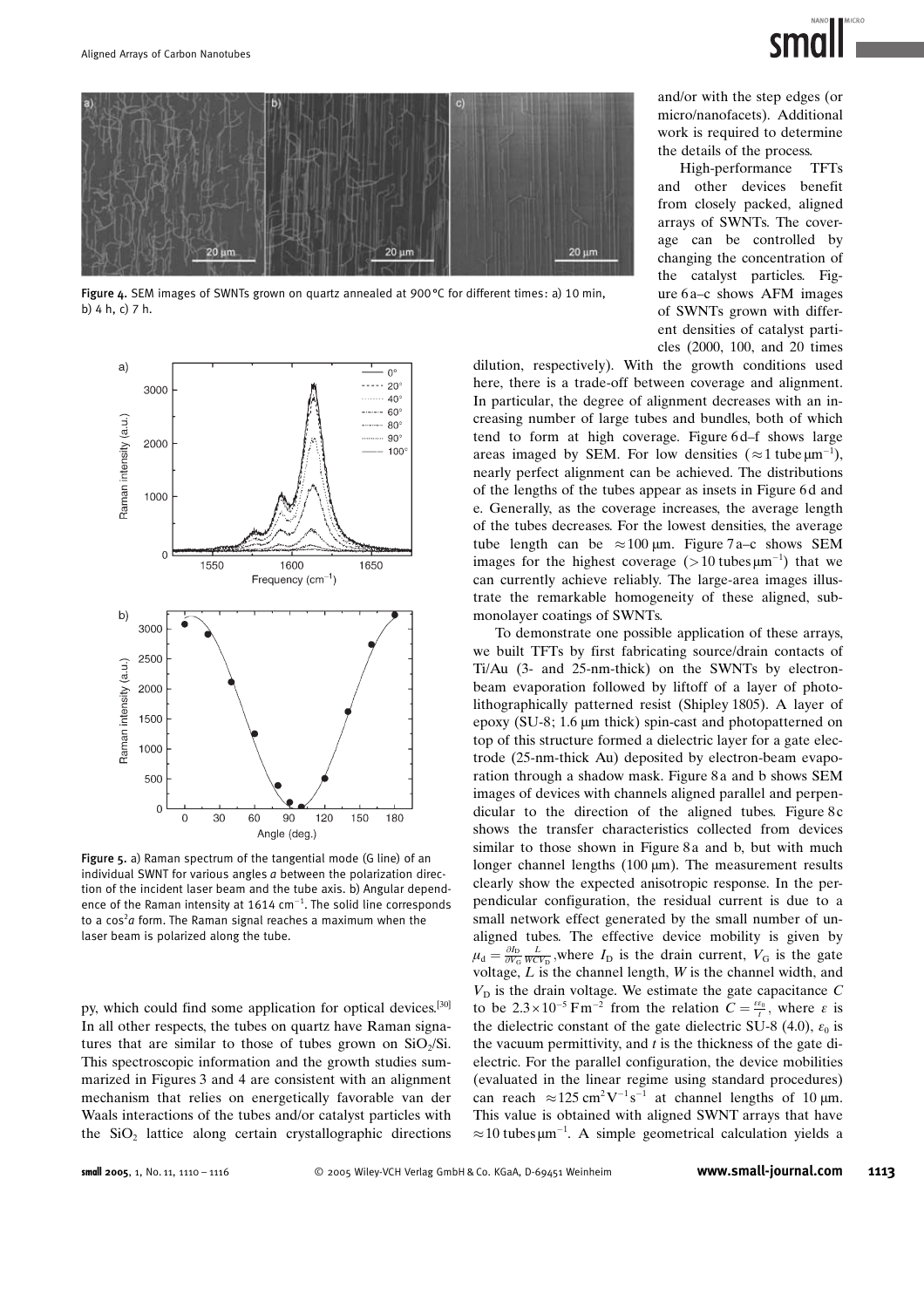Figure 4. SEM images of SWNTs grown on quartz annealed at 900 °C for different times: a) 10 min, b) 4 h, c) 7 h.

Figure 5. a) Raman spectrum of the tangential mode (G line) of an individual SWNT for various angles $a$ between the polarization direction of the incident laser beam and the tube axis. b) Angular dependence of the Raman intensity at 1614 $cm^{-1}$. The solid line corresponds to a $\cos^2 a$ form. The Raman signal reaches a maximum when the laser beam is polarized along the tube.

py, which could find some application for optical devices.[30] In all other respects, the tubes on quartz have Raman signatures that are similar to those of tubes grown on $SiO_2$/Si. This spectroscopic information and the growth studies summarized in Figures 3 and 4 are consistent with an alignment mechanism that relies on energetically favorable van der Waals interactions of the tubes and/or catalyst particles with the $SiO_2$ lattice along certain crystallographic directions and/or with the step edges (or micro/nanofacets). Additional work is required to determine the details of the process.

High-performance TFTs and other devices benefit from closely packed, aligned arrays of SWNTs. The coverage can be controlled by changing the concentration of the catalyst particles. Figure 6a–c shows AFM images of SWNTs grown with different densities of catalyst particles (2000, 100, and 20 times dilution, respectively). With the growth conditions used here, there is a trade-off between coverage and alignment. In particular, the degree of alignment decreases with an increasing number of large tubes and bundles, both of which tend to form at high coverage. Figure 6d–f shows large areas imaged by SEM. For low densities ($\approx 1$ tube $\mu m^{-1}$), nearly perfect alignment can be achieved. The distributions of the lengths of the tubes appear as insets in Figure 6d and e. Generally, as the coverage increases, the average length of the tubes decreases. For the lowest densities, the average tube length can be $\approx 100$ µm. Figure 7a–c shows SEM images for the highest coverage ($>10$ tubes $\mu m^{-1}$) that we can currently achieve reliably. The large-area images illustrate the remarkable homogeneity of these aligned, submonolayer coatings of SWNTs.

To demonstrate one possible application of these arrays, we built TFTs by first fabricating source/drain contacts of Ti/Au (3- and 25-nm-thick) on the SWNTs by electron-beam evaporation followed by liftoff of a layer of photolithographically patterned resist (Shipley 1805). A layer of epoxy (SU-8; 1.6 µm thick) spin-cast and photopatterned on top of this structure formed a dielectric layer for a gate electrode (25-nm-thick Au) deposited by electron-beam evaporation through a shadow mask. Figure 8a and b shows SEM images of devices with channels aligned parallel and perpendicular to the direction of the aligned tubes. Figure 8c shows the transfer characteristics collected from devices similar to those shown in Figure 8a and b, but with much longer channel lengths (100 µm). The measurement results clearly show the expected anisotropic response. In the perpendicular configuration, the residual current is due to a small network effect generated by the small number of unaligned tubes. The effective device mobility is given by $\mu_d = \frac{\partial I_D}{\partial V_G} \frac{L}{W C V_D}$, where $I_D$ is the drain current, $V_G$ is the gate voltage, $L$ is the channel length, $W$ is the channel width, and $V_D$ is the drain voltage. We estimate the gate capacitance $C$ to be $2.3 \times 10^{-5}$ F$m^{-2}$ from the relation $C = \frac{\varepsilon \varepsilon_0}{t}$, where $\varepsilon$ is the dielectric constant of the gate dielectric SU-8 (4.0), $\varepsilon_0$ is the vacuum permittivity, and $t$ is the thickness of the gate dielectric. For the parallel configuration, the device mobilities (evaluated in the linear regime using standard procedures) can reach $\approx 125$ $cm^2 V^{-1} s^{-1}$ at channel lengths of 10 µm. This value is obtained with aligned SWNT arrays that have $\approx 10$ tubes $\mu m^{-1}$. A simple geometrical calculation yields a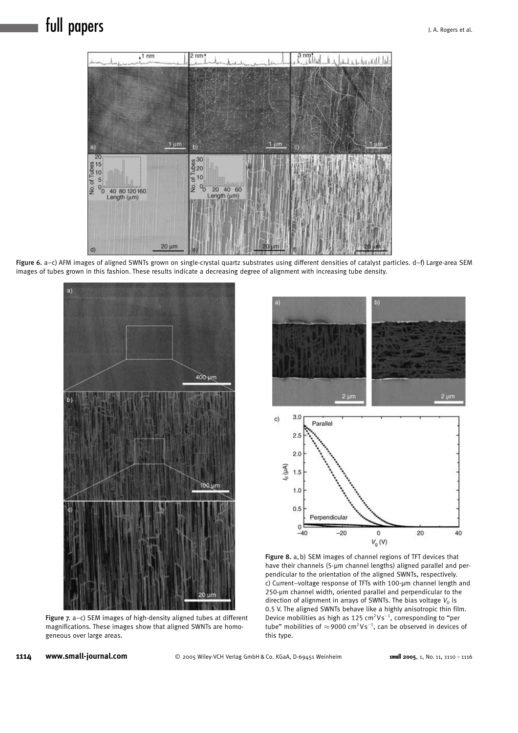Figure 6. a–c) AFM images of aligned SWNTs grown on single-crystal quartz substrates using different densities of catalyst particles. d–f) Large-area SEM images of tubes grown in this fashion. These results indicate a decreasing degree of alignment with increasing tube density.

Figure 7. a–c) SEM images of high-density aligned tubes at different magnifications. These images show that aligned SWNTs are homogeneous over large areas.

Figure 8. a,b) SEM images of channel regions of TFT devices that have their channels (5-μm channel lengths) aligned parallel and perpendicular to the orientation of the aligned SWNTs, respectively. c) Current–voltage response of TFTs with 100-μm channel length and 250-μm channel width, oriented parallel and perpendicular to the direction of alignment in arrays of SWNTs. The bias voltage $V_D$ is 0.5 V. The aligned SWNTs behave like a highly anisotropic thin film. Device mobilities as high as 125 $cm^2 V^{-1} s^{-1}$, corresponding to "per tube" mobilities of $\approx$9000 $cm^2 V^{-1} s^{-1}$, can be observed in devices of this type.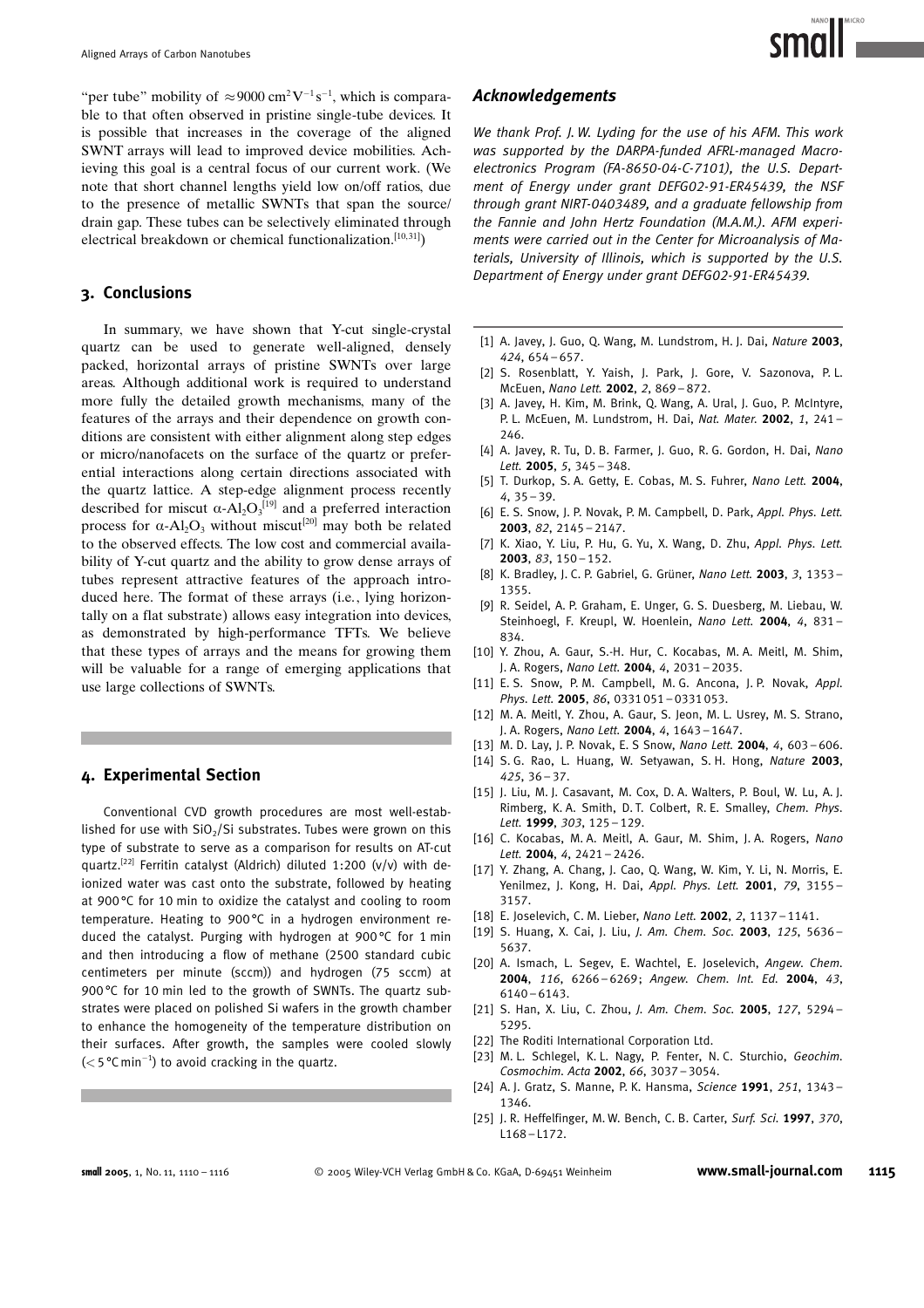"per tube" mobility of $\approx 9000\ \mathrm{cm^2V^{-1}s^{-1}}$, which is comparable to that often observed in pristine single-tube devices. It is possible that increases in the coverage of the aligned SWNT arrays will lead to improved device mobilities. Achieving this goal is a central focus of our current work. (We note that short channel lengths yield low on/off ratios, due to the presence of metallic SWNTs that span the source/drain gap. These tubes can be selectively eliminated through electrical breakdown or chemical functionalization.[10,31])

## 3. Conclusions

In summary, we have shown that Y-cut single-crystal quartz can be used to generate well-aligned, densely packed, horizontal arrays of pristine SWNTs over large areas. Although additional work is required to understand more fully the detailed growth mechanisms, many of the features of the arrays and their dependence on growth conditions are consistent with either alignment along step edges or micro/nanofacets on the surface of the quartz or preferential interactions along certain directions associated with the quartz lattice. A step-edge alignment process recently described for miscut $\alpha$-$Al_2O_3$[19] and a preferred interaction process for $\alpha$-$Al_2O_3$ without miscut[20] may both be related to the observed effects. The low cost and commercial availability of Y-cut quartz and the ability to grow dense arrays of tubes represent attractive features of the approach introduced here. The format of these arrays (i.e., lying horizontally on a flat substrate) allows easy integration into devices, as demonstrated by high-performance TFTs. We believe that these types of arrays and the means for growing them will be valuable for a range of emerging applications that use large collections of SWNTs.

## 4. Experimental Section

Conventional CVD growth procedures are most well-established for use with $SiO_2$/Si substrates. Tubes were grown on this type of substrate to serve as a comparison for results on AT-cut quartz.[22] Ferritin catalyst (Aldrich) diluted 1:200 (v/v) with deionized water was cast onto the substrate, followed by heating at 900°C for 10 min to oxidize the catalyst and cooling to room temperature. Heating to 900°C in a hydrogen environment reduced the catalyst. Purging with hydrogen at 900°C for 1 min and then introducing a flow of methane (2500 standard cubic centimeters per minute (sccm)) and hydrogen (75 sccm) at 900°C for 10 min led to the growth of SWNTs. The quartz substrates were placed on polished Si wafers in the growth chamber to enhance the homogeneity of the temperature distribution on their surfaces. After growth, the samples were cooled slowly ($<5\ ^\circ\mathrm{C\,min^{-1}}$) to avoid cracking in the quartz.

### Acknowledgements

*We thank Prof. J. W. Lyding for the use of his AFM. This work was supported by the DARPA-funded AFRL-managed Macroelectronics Program (FA-8650-04-C-7101), the U.S. Department of Energy under grant DEFG02-91-ER45439, the NSF through grant NIRT-0403489, and a graduate fellowship from the Fannie and John Hertz Foundation (M.A.M.). AFM experiments were carried out in the Center for Microanalysis of Materials, University of Illinois, which is supported by the U.S. Department of Energy under grant DEFG02-91-ER45439.*

[1] A. Javey, J. Guo, Q. Wang, M. Lundstrom, H. J. Dai, *Nature* **2003**, *424*, 654–657.
[2] S. Rosenblatt, Y. Yaish, J. Park, J. Gore, V. Sazonova, P. L. McEuen, *Nano Lett.* **2002**, *2*, 869–872.
[3] A. Javey, H. Kim, M. Brink, Q. Wang, A. Ural, J. Guo, P. McIntyre, P. L. McEuen, M. Lundstrom, H. Dai, *Nat. Mater.* **2002**, *1*, 241–246.
[4] A. Javey, R. Tu, D. B. Farmer, J. Guo, R. G. Gordon, H. Dai, *Nano Lett.* **2005**, *5*, 345–348.
[5] T. Durkop, S. A. Getty, E. Cobas, M. S. Fuhrer, *Nano Lett.* **2004**, *4*, 35–39.
[6] E. S. Snow, J. P. Novak, P. M. Campbell, D. Park, *Appl. Phys. Lett.* **2003**, *82*, 2145–2147.
[7] K. Xiao, Y. Liu, P. Hu, G. Yu, X. Wang, D. Zhu, *Appl. Phys. Lett.* **2003**, *83*, 150–152.
[8] K. Bradley, J. C. P. Gabriel, G. Grüner, *Nano Lett.* **2003**, *3*, 1353–1355.
[9] R. Seidel, A. P. Graham, E. Unger, G. S. Duesberg, M. Liebau, W. Steinhoegl, F. Kreupl, W. Hoenlein, *Nano Lett.* **2004**, *4*, 831–834.
[10] Y. Zhou, A. Gaur, S.-H. Hur, C. Kocabas, M. A. Meitl, M. Shim, J. A. Rogers, *Nano Lett.* **2004**, *4*, 2031–2035.
[11] E. S. Snow, P. M. Campbell, M. G. Ancona, J. P. Novak, *Appl. Phys. Lett.* **2005**, *86*, 0331051–0331053.
[12] M. A. Meitl, Y. Zhou, A. Gaur, S. Jeon, M. L. Usrey, M. S. Strano, J. A. Rogers, *Nano Lett.* **2004**, *4*, 1643–1647.
[13] M. D. Lay, J. P. Novak, E. S Snow, *Nano Lett.* **2004**, *4*, 603–606.
[14] S. G. Rao, L. Huang, W. Setyawan, S. H. Hong, *Nature* **2003**, *425*, 36–37.
[15] J. Liu, M. J. Casavant, M. Cox, D. A. Walters, P. Boul, W. Lu, A. J. Rimberg, K. A. Smith, D. T. Colbert, R. E. Smalley, *Chem. Phys. Lett.* **1999**, *303*, 125–129.
[16] C. Kocabas, M. A. Meitl, A. Gaur, M. Shim, J. A. Rogers, *Nano Lett.* **2004**, *4*, 2421–2426.
[17] Y. Zhang, A. Chang, J. Cao, Q. Wang, W. Kim, Y. Li, N. Morris, E. Yenilmez, J. Kong, H. Dai, *Appl. Phys. Lett.* **2001**, *79*, 3155–3157.
[18] E. Joselevich, C. M. Lieber, *Nano Lett.* **2002**, *2*, 1137–1141.
[19] S. Huang, X. Cai, J. Liu, *J. Am. Chem. Soc.* **2003**, *125*, 5636–5637.
[20] A. Ismach, L. Segev, E. Wachtel, E. Joselevich, *Angew. Chem.* **2004**, *116*, 6266–6269; *Angew. Chem. Int. Ed.* **2004**, *43*, 6140–6143.
[21] S. Han, X. Liu, C. Zhou, *J. Am. Chem. Soc.* **2005**, *127*, 5294–5295.
[22] The Roditi International Corporation Ltd.
[23] M. L. Schlegel, K. L. Nagy, P. Fenter, N. C. Sturchio, *Geochim. Cosmochim. Acta* **2002**, *66*, 3037–3054.
[24] A. J. Gratz, S. Manne, P. K. Hansma, *Science* **1991**, *251*, 1343–1346.
[25] J. R. Heffelfinger, M. W. Bench, C. B. Carter, *Surf. Sci.* **1997**, *370*, L168–L172.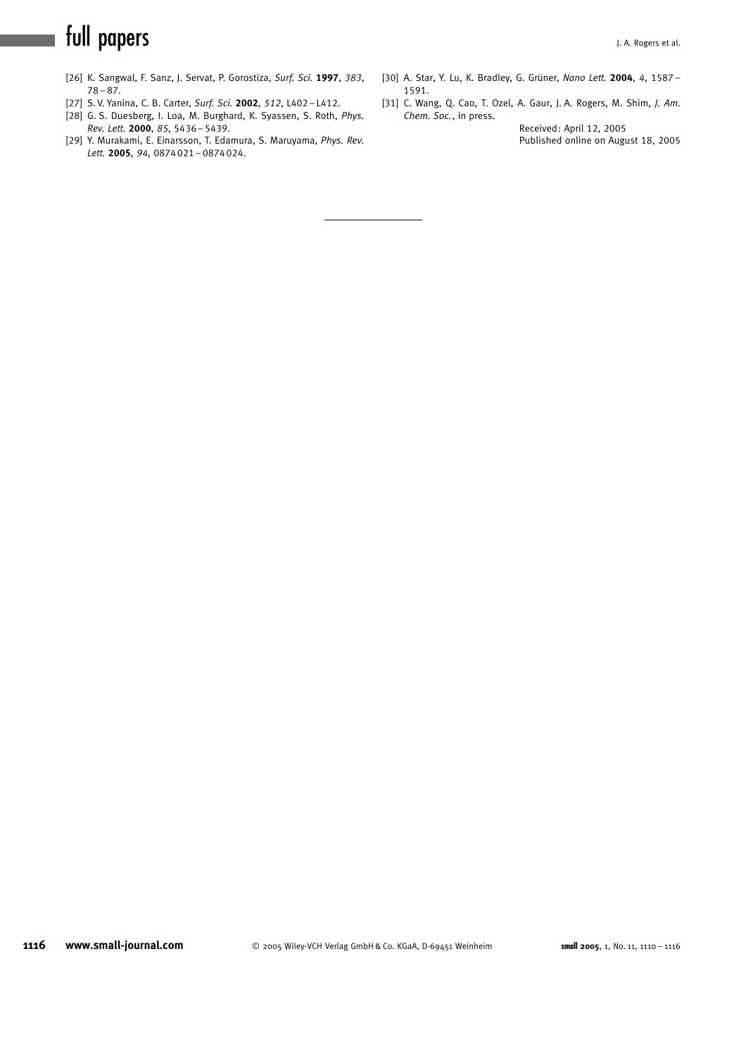[26] K. Sangwal, F. Sanz, J. Servat, P. Gorostiza, *Surf. Sci.* **1997**, *383*, 78–87.

[27] S. V. Yanina, C. B. Carter, *Surf. Sci.* **2002**, *512*, L402–L412.

[28] G. S. Duesberg, I. Loa, M. Burghard, K. Syassen, S. Roth, *Phys. Rev. Lett.* **2000**, *85*, 5436–5439.

[29] Y. Murakami, E. Einarsson, T. Edamura, S. Maruyama, *Phys. Rev. Lett.* **2005**, *94*, 0874021–0874024.

[30] A. Star, Y. Lu, K. Bradley, G. Grüner, *Nano Lett.* **2004**, *4*, 1587–1591.

[31] C. Wang, Q. Cao, T. Ozel, A. Gaur, J. A. Rogers, M. Shim, *J. Am. Chem. Soc.*, in press.

Received: April 12, 2005
Published online on August 18, 2005